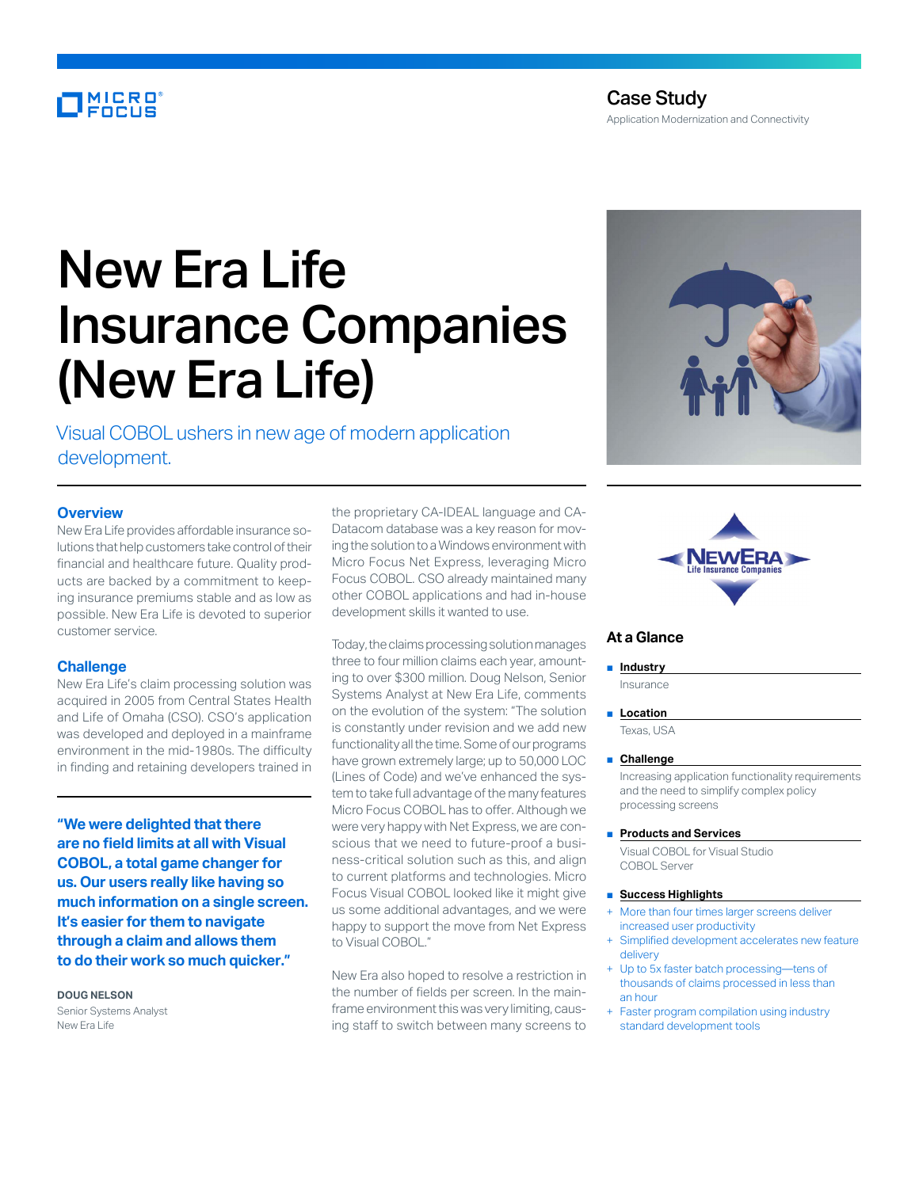Case Study

Application Modernization and Connectivity

# New Era Life Insurance Companies (New Era Life)

Visual COBOL ushers in new age of modern application development.

## Overview

New Era Life provides affordable insurance solutions that help customers take control of their financial and healthcare future. Quality products are backed by a commitment to keeping insurance premiums stable and as low as possible. New Era Life is devoted to superior customer service.

## Challenge

New Era Life's claim processing solution was acquired in 2005 from Central States Health and Life of Omaha (CSO). CSO's application was developed and deployed in a mainframe environment in the mid-1980s. The difficulty in finding and retaining developers trained in the proprietary CA-IDEAL language and CA-Datacom database was a key reason for moving the solution to a Windows environment with Micro Focus Net Express, leveraging Micro Focus COBOL. CSO already maintained many other COBOL applications and had in-house development skills it wanted to use.

Today, the claims processing solution manages three to four million claims each year, amounting to over $300 million. Doug Nelson, Senior Systems Analyst at New Era Life, comments on the evolution of the system: "The solution is constantly under revision and we add new functionality all the time. Some of our programs have grown extremely large; up to 50,000 LOC (Lines of Code) and we've enhanced the system to take full advantage of the many features Micro Focus COBOL has to offer. Although we were very happy with Net Express, we are conscious that we need to future-proof a business-critical solution such as this, and align to current platforms and technologies. Micro Focus Visual COBOL looked like it might give us some additional advantages, and we were happy to support the move from Net Express to Visual COBOL."

New Era also hoped to resolve a restriction in the number of fields per screen. In the mainframe environment this was very limiting, causing staff to switch between many screens to

**"We were delighted that there are no field limits at all with Visual COBOL, a total game changer for us. Our users really like having so much information on a single screen. It's easier for them to navigate through a claim and allows them to do their work so much quicker."**

**DOUG NELSON**
Senior Systems Analyst
New Era Life

## At a Glance

- **Industry**
  Insurance
- **Location**
  Texas, USA
- **Challenge**
  Increasing application functionality requirements and the need to simplify complex policy processing screens
- **Products and Services**
  Visual COBOL for Visual Studio
  COBOL Server
- **Success Highlights**
  - More than four times larger screens deliver increased user productivity
  - Simplified development accelerates new feature delivery
  - Up to 5x faster batch processing—tens of thousands of claims processed in less than an hour
  - Faster program compilation using industry standard development tools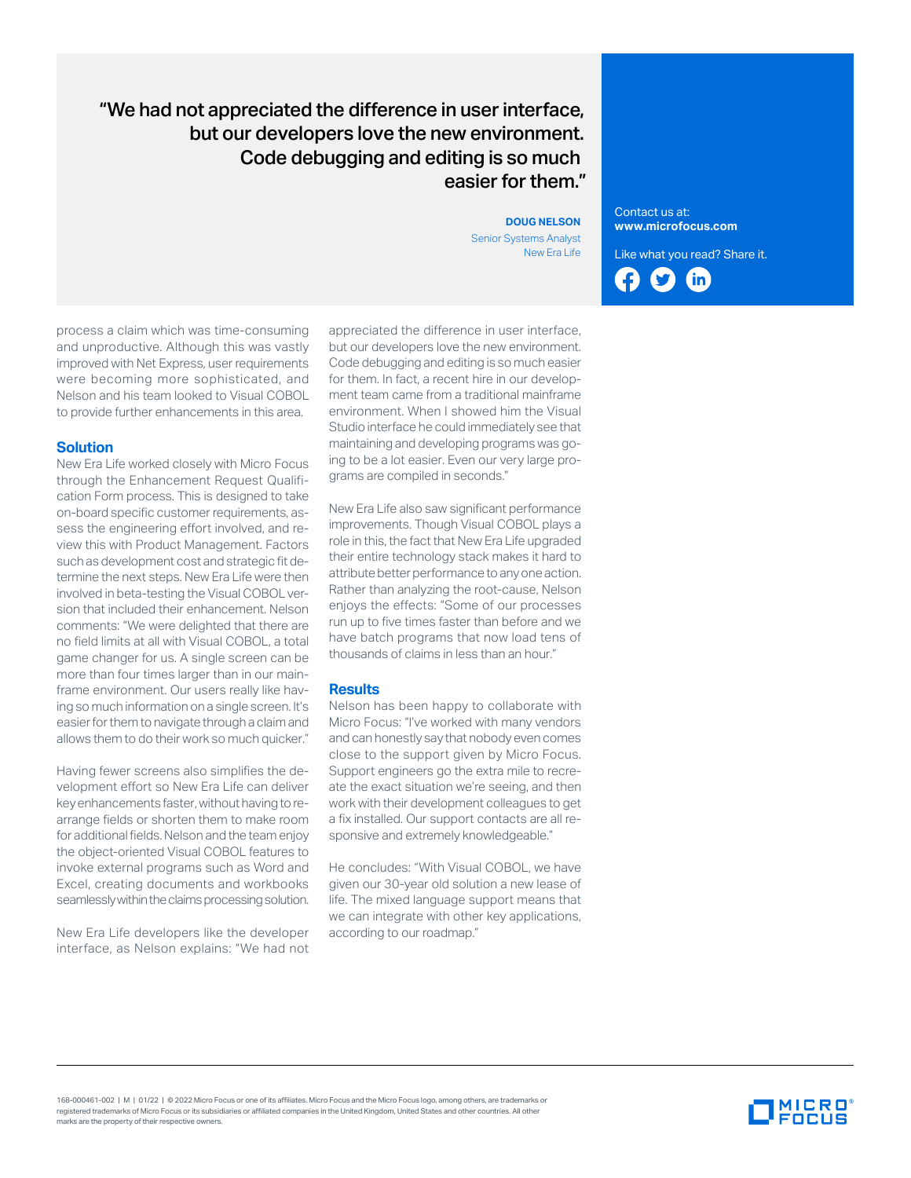> "We had not appreciated the difference in user interface, but our developers love the new environment. Code debugging and editing is so much easier for them."
>
> **DOUG NELSON**
> Senior Systems Analyst
> New Era Life

Contact us at:
**www.microfocus.com**

Like what you read? Share it.

process a claim which was time-consuming and unproductive. Although this was vastly improved with Net Express, user requirements were becoming more sophisticated, and Nelson and his team looked to Visual COBOL to provide further enhancements in this area.

## Solution

New Era Life worked closely with Micro Focus through the Enhancement Request Qualification Form process. This is designed to take on-board specific customer requirements, assess the engineering effort involved, and review this with Product Management. Factors such as development cost and strategic fit determine the next steps. New Era Life were then involved in beta-testing the Visual COBOL version that included their enhancement. Nelson comments: "We were delighted that there are no field limits at all with Visual COBOL, a total game changer for us. A single screen can be more than four times larger than in our mainframe environment. Our users really like having so much information on a single screen. It's easier for them to navigate through a claim and allows them to do their work so much quicker."

Having fewer screens also simplifies the development effort so New Era Life can deliver key enhancements faster, without having to rearrange fields or shorten them to make room for additional fields. Nelson and the team enjoy the object-oriented Visual COBOL features to invoke external programs such as Word and Excel, creating documents and workbooks seamlessly within the claims processing solution.

New Era Life developers like the developer interface, as Nelson explains: "We had not appreciated the difference in user interface, but our developers love the new environment. Code debugging and editing is so much easier for them. In fact, a recent hire in our development team came from a traditional mainframe environment. When I showed him the Visual Studio interface he could immediately see that maintaining and developing programs was going to be a lot easier. Even our very large programs are compiled in seconds."

New Era Life also saw significant performance improvements. Though Visual COBOL plays a role in this, the fact that New Era Life upgraded their entire technology stack makes it hard to attribute better performance to any one action. Rather than analyzing the root-cause, Nelson enjoys the effects: "Some of our processes run up to five times faster than before and we have batch programs that now load tens of thousands of claims in less than an hour."

## Results

Nelson has been happy to collaborate with Micro Focus: "I've worked with many vendors and can honestly say that nobody even comes close to the support given by Micro Focus. Support engineers go the extra mile to recreate the exact situation we're seeing, and then work with their development colleagues to get a fix installed. Our support contacts are all responsive and extremely knowledgeable."

He concludes: "With Visual COBOL, we have given our 30-year old solution a new lease of life. The mixed language support means that we can integrate with other key applications, according to our roadmap."

168-000461-002 | M | 01/22 | © 2022 Micro Focus or one of its affiliates. Micro Focus and the Micro Focus logo, among others, are trademarks or registered trademarks of Micro Focus or its subsidiaries or affiliated companies in the United Kingdom, United States and other countries. All other marks are the property of their respective owners.